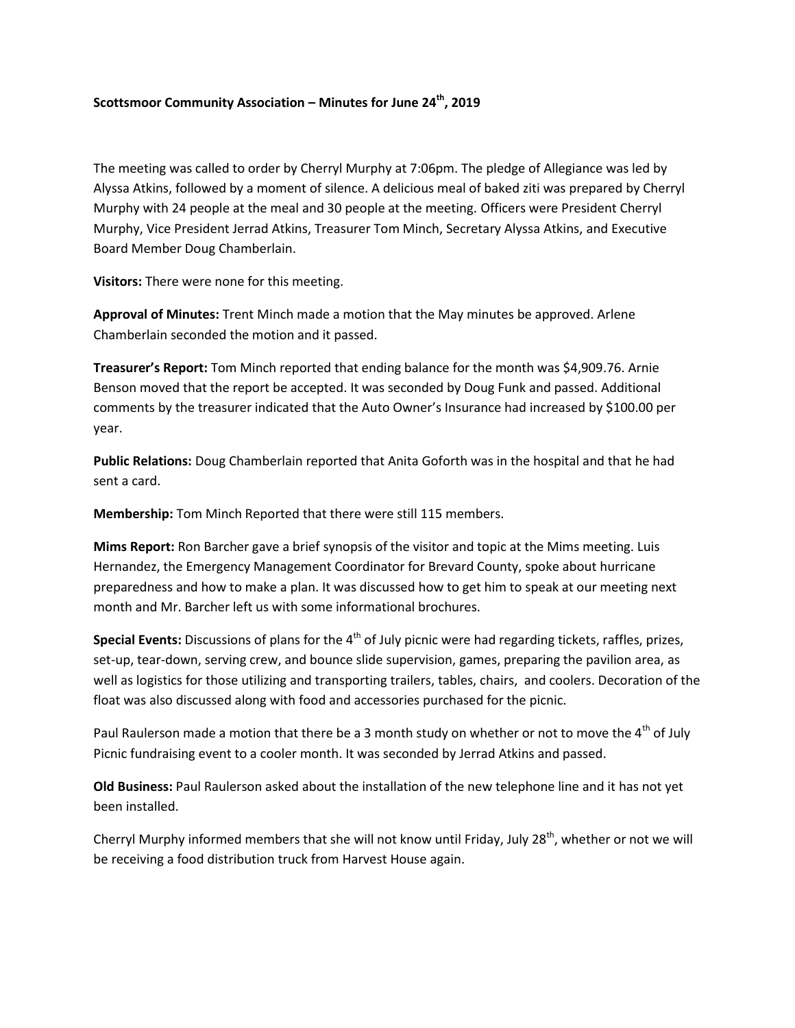**Scottsmoor Community Association – Minutes for June 24th, 2019**

The meeting was called to order by Cherryl Murphy at 7:06pm. The pledge of Allegiance was led by Alyssa Atkins, followed by a moment of silence. A delicious meal of baked ziti was prepared by Cherryl Murphy with 24 people at the meal and 30 people at the meeting. Officers were President Cherryl Murphy, Vice President Jerrad Atkins, Treasurer Tom Minch, Secretary Alyssa Atkins, and Executive Board Member Doug Chamberlain.

**Visitors:** There were none for this meeting.

**Approval of Minutes:** Trent Minch made a motion that the May minutes be approved. Arlene Chamberlain seconded the motion and it passed.

**Treasurer's Report:** Tom Minch reported that ending balance for the month was $4,909.76. Arnie Benson moved that the report be accepted. It was seconded by Doug Funk and passed. Additional comments by the treasurer indicated that the Auto Owner's Insurance had increased by $100.00 per year.

**Public Relations:** Doug Chamberlain reported that Anita Goforth was in the hospital and that he had sent a card.

**Membership:** Tom Minch Reported that there were still 115 members.

**Mims Report:** Ron Barcher gave a brief synopsis of the visitor and topic at the Mims meeting. Luis Hernandez, the Emergency Management Coordinator for Brevard County, spoke about hurricane preparedness and how to make a plan. It was discussed how to get him to speak at our meeting next month and Mr. Barcher left us with some informational brochures.

**Special Events:** Discussions of plans for the 4th of July picnic were had regarding tickets, raffles, prizes, set-up, tear-down, serving crew, and bounce slide supervision, games, preparing the pavilion area, as well as logistics for those utilizing and transporting trailers, tables, chairs, and coolers. Decoration of the float was also discussed along with food and accessories purchased for the picnic.

Paul Raulerson made a motion that there be a 3 month study on whether or not to move the 4th of July Picnic fundraising event to a cooler month. It was seconded by Jerrad Atkins and passed.

**Old Business:** Paul Raulerson asked about the installation of the new telephone line and it has not yet been installed.

Cherryl Murphy informed members that she will not know until Friday, July 28th, whether or not we will be receiving a food distribution truck from Harvest House again.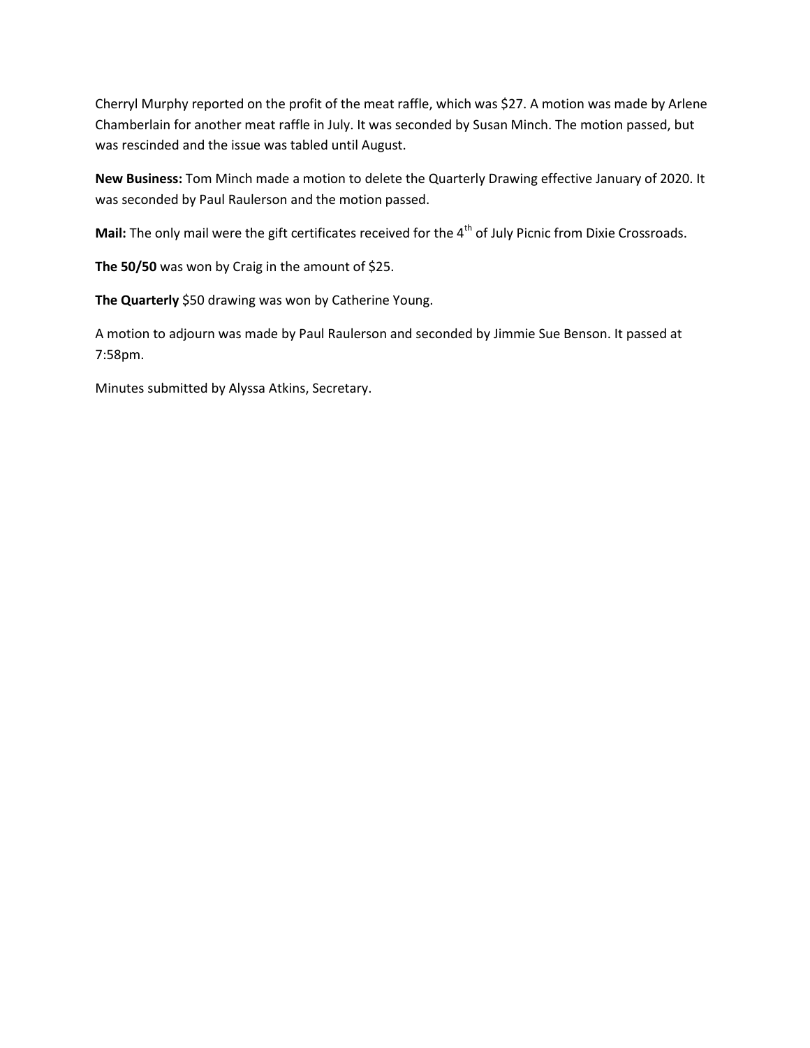Cherryl Murphy reported on the profit of the meat raffle, which was $27. A motion was made by Arlene Chamberlain for another meat raffle in July. It was seconded by Susan Minch. The motion passed, but was rescinded and the issue was tabled until August.

**New Business:** Tom Minch made a motion to delete the Quarterly Drawing effective January of 2020. It was seconded by Paul Raulerson and the motion passed.

**Mail:** The only mail were the gift certificates received for the 4th of July Picnic from Dixie Crossroads.

**The 50/50** was won by Craig in the amount of $25.

**The Quarterly** $50 drawing was won by Catherine Young.

A motion to adjourn was made by Paul Raulerson and seconded by Jimmie Sue Benson. It passed at 7:58pm.

Minutes submitted by Alyssa Atkins, Secretary.